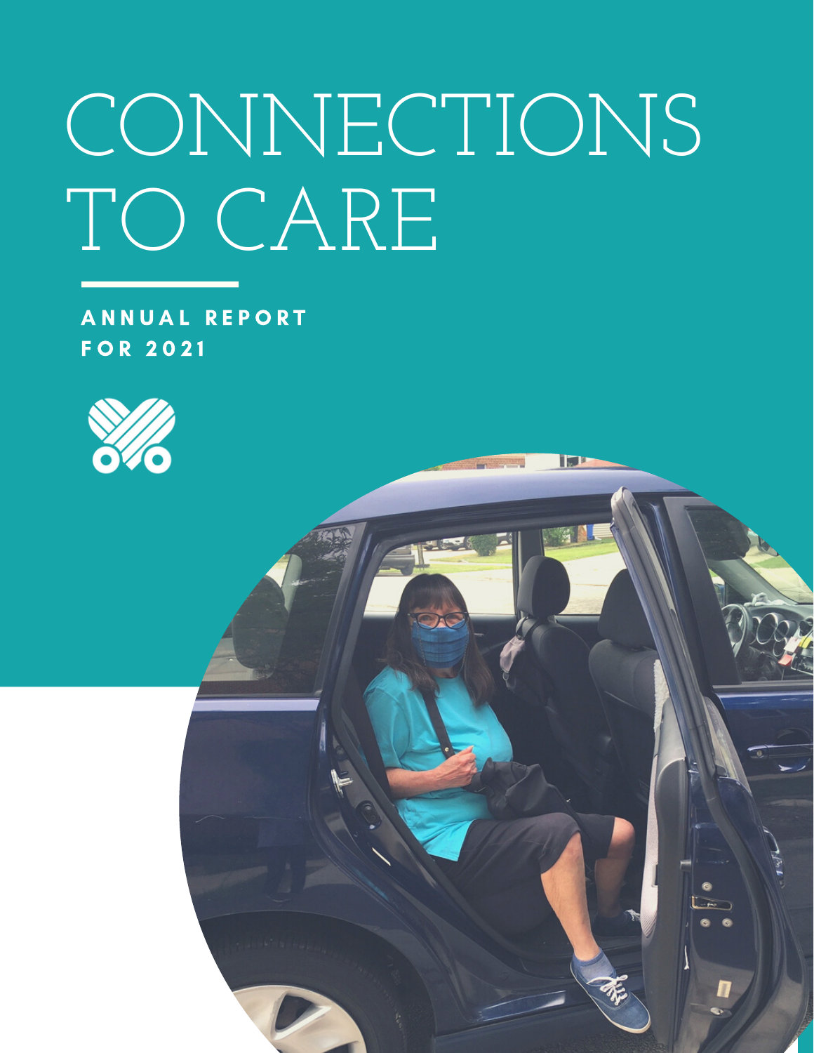# CONNECTIONS TO CARE

**ANNUAL REPORT FOR 2021**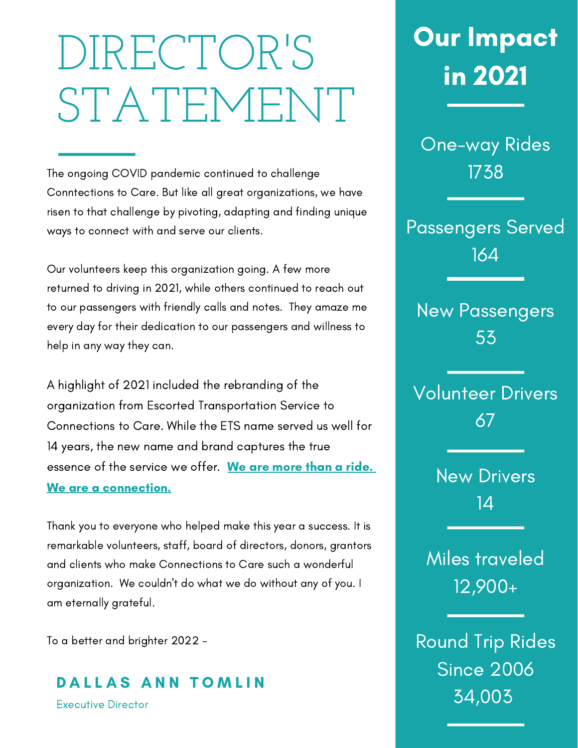# DIRECTOR'S STATEMENT

The ongoing COVID pandemic continued to challenge Conntections to Care. But like all great organizations, we have risen to that challenge by pivoting, adapting and finding unique ways to connect with and serve our clients.

Our volunteers keep this organization going. A few more returned to driving in 2021, while others continued to reach out to our passengers with friendly calls and notes. They amaze me every day for their dedication to our passengers and willness to help in any way they can.

A highlight of 2021 included the rebranding of the organization from Escorted Transportation Service to Connections to Care. While the ETS name served us well for 14 years, the new name and brand captures the true essence of the service we offer. **We are more than a ride. We are a connection.**

Thank you to everyone who helped make this year a success. It is remarkable volunteers, staff, board of directors, donors, grantors and clients who make Connections to Care such a wonderful organization. We couldn't do what we do without any of you. I am eternally grateful.

To a better and brighter 2022 -

**DALLAS ANN TOMLIN**

Executive Director

## Our Impact in 2021

One-way Rides
1738

Passengers Served
164

New Passengers
53

Volunteer Drivers
67

New Drivers
14

Miles traveled
12,900+

Round Trip Rides Since 2006
34,003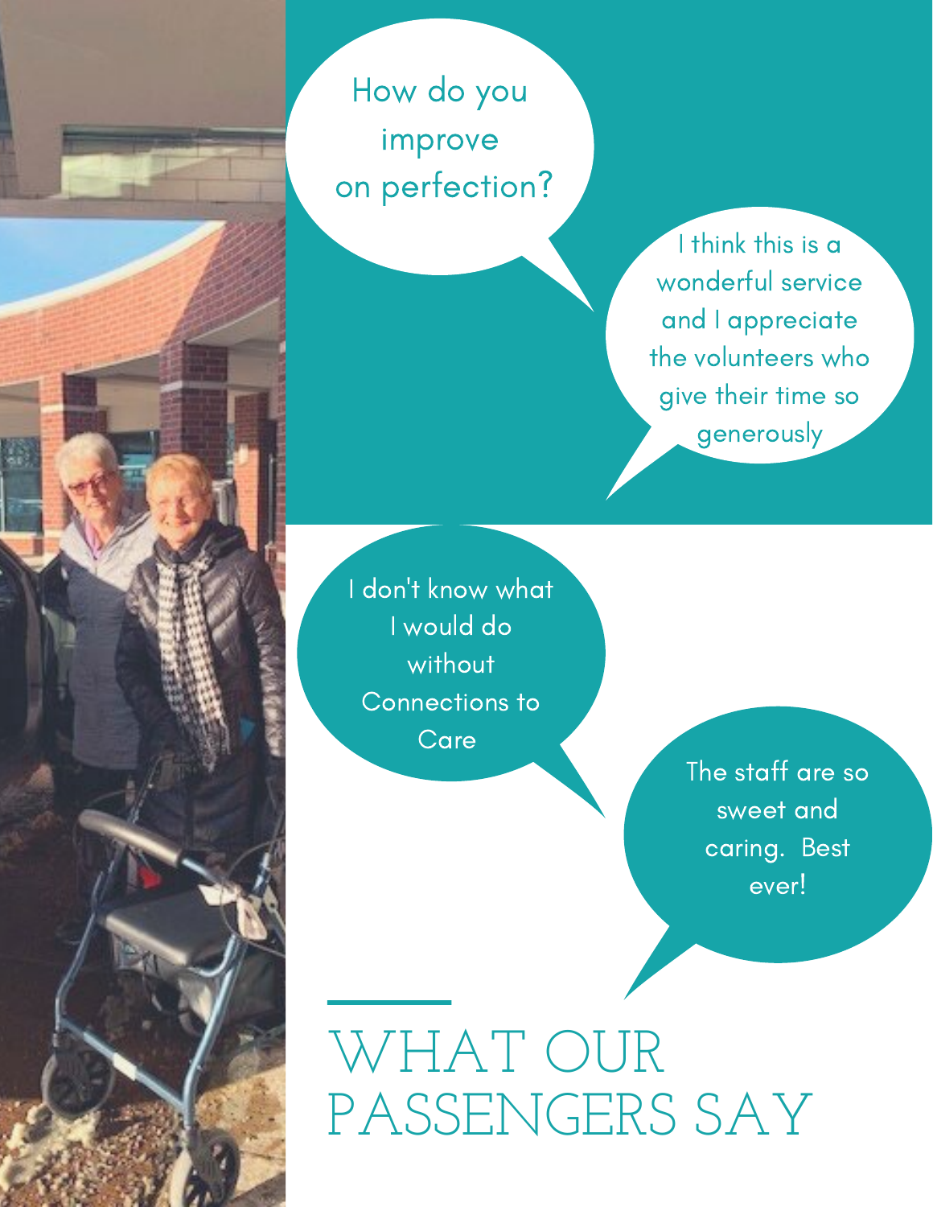How do you improve on perfection?

I think this is a wonderful service and I appreciate the volunteers who give their time so generously

I don't know what I would do without Connections to Care

The staff are so sweet and caring. Best ever!

# WHAT OUR PASSENGERS SAY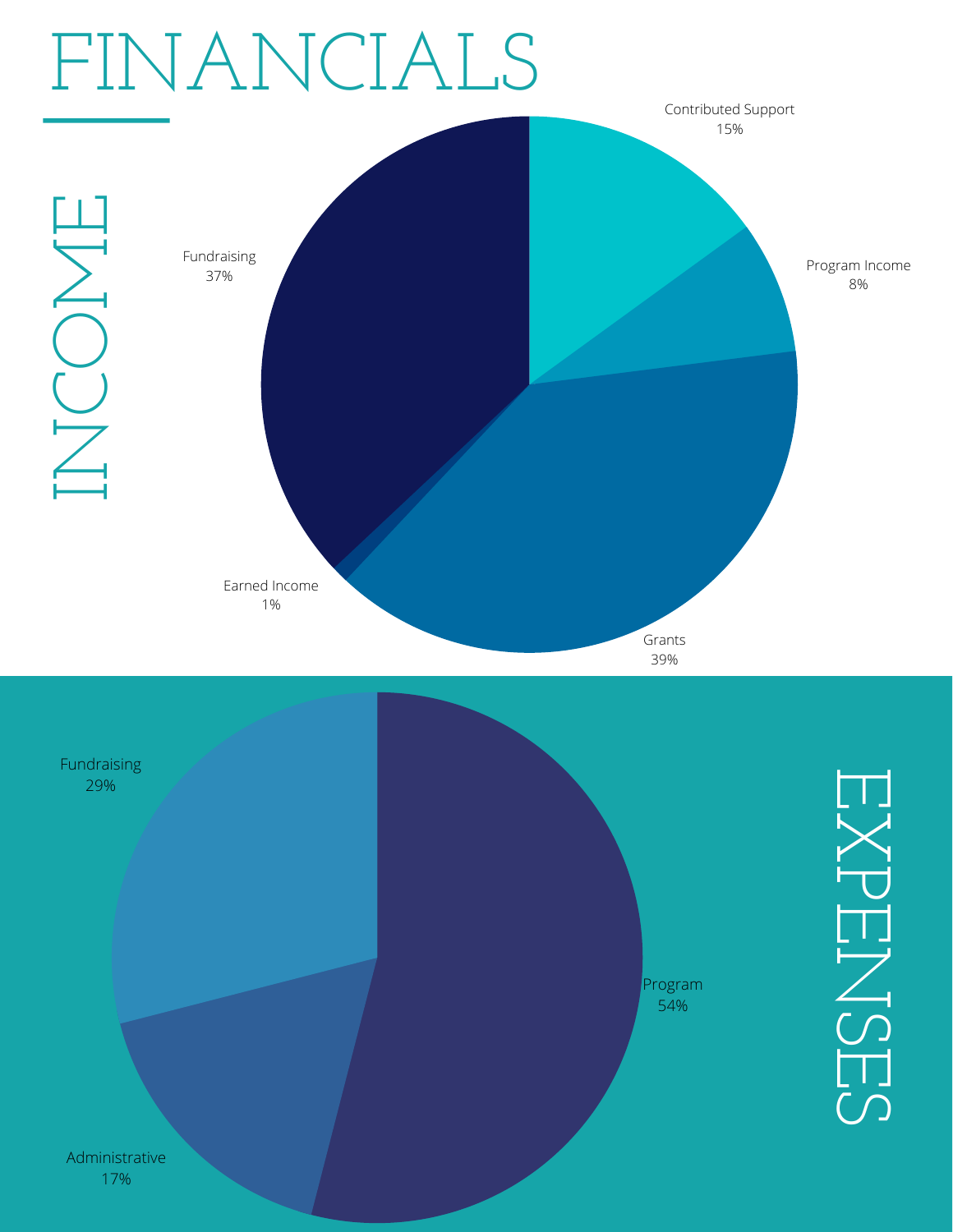# FINANCIALS

## INCOME

| Category | Percentage |
| --- | --- |
| Contributed Support | 15% |
| Program Income | 8% |
| Grants | 39% |
| Earned Income | 1% |
| Fundraising | 37% |

## EXPENSES

| Category | Percentage |
| --- | --- |
| Program | 54% |
| Administrative | 17% |
| Fundraising | 29% |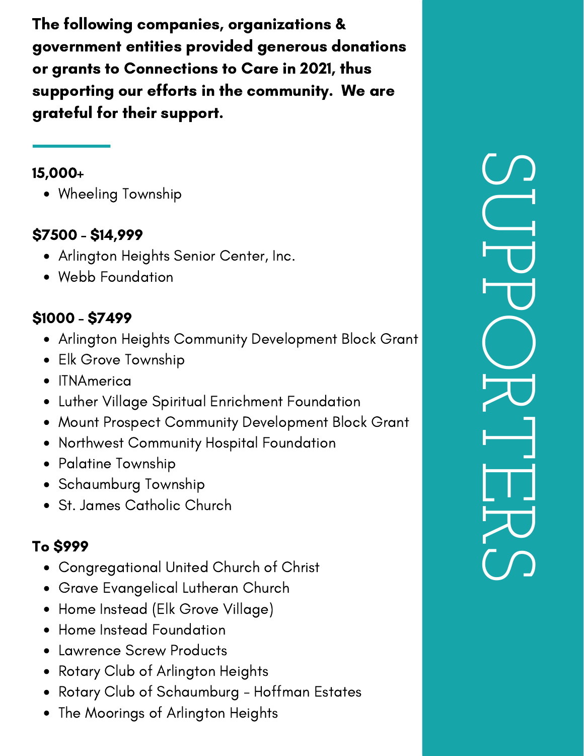# SUPPORTERS

**The following companies, organizations & government entities provided generous donations or grants to Connections to Care in 2021, thus supporting our efforts in the community. We are grateful for their support.**

---

**15,000+**

- Wheeling Township

**$7500 - $14,999**

- Arlington Heights Senior Center, Inc.
- Webb Foundation

**$1000 - $7499**

- Arlington Heights Community Development Block Grant
- Elk Grove Township
- ITNAmerica
- Luther Village Spiritual Enrichment Foundation
- Mount Prospect Community Development Block Grant
- Northwest Community Hospital Foundation
- Palatine Township
- Schaumburg Township
- St. James Catholic Church

**To $999**

- Congregational United Church of Christ
- Grave Evangelical Lutheran Church
- Home Instead (Elk Grove Village)
- Home Instead Foundation
- Lawrence Screw Products
- Rotary Club of Arlington Heights
- Rotary Club of Schaumburg - Hoffman Estates
- The Moorings of Arlington Heights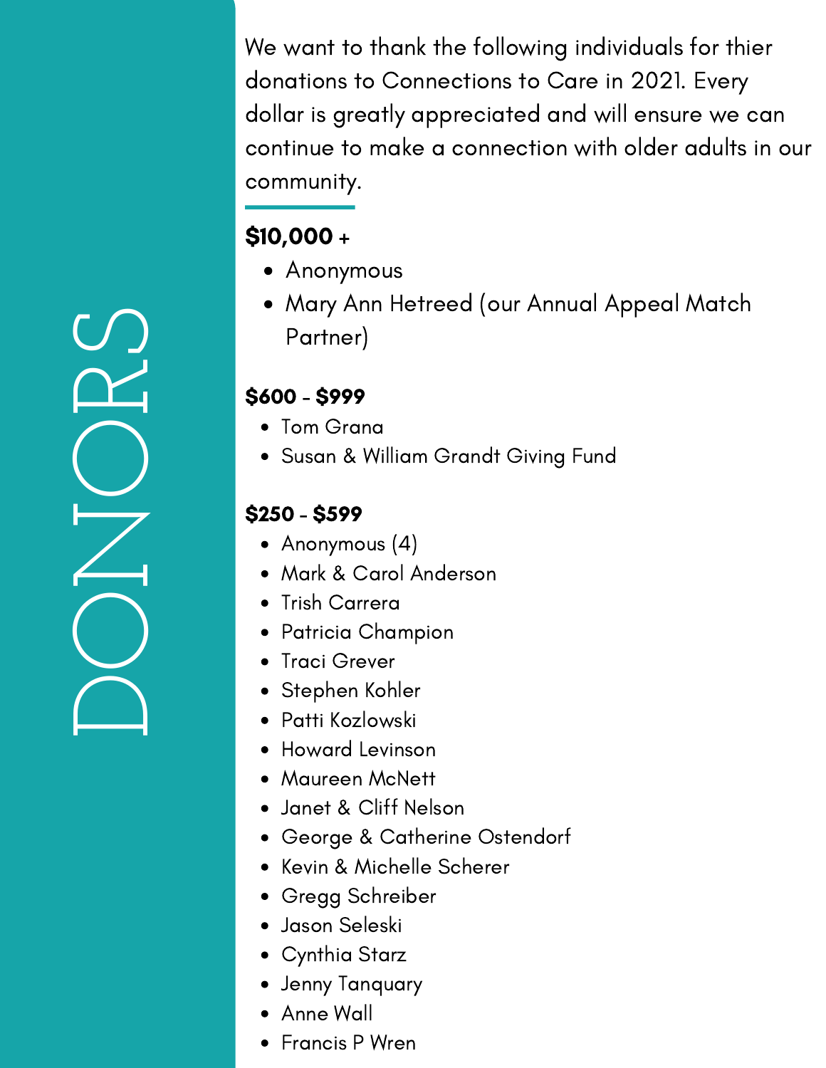# DONORS

We want to thank the following individuals for thier donations to Connections to Care in 2021. Every dollar is greatly appreciated and will ensure we can continue to make a connection with older adults in our community.

**$10,000 +**

- Anonymous
- Mary Ann Hetreed (our Annual Appeal Match Partner)

**$600 - $999**

- Tom Grana
- Susan & William Grandt Giving Fund

**$250 - $599**

- Anonymous (4)
- Mark & Carol Anderson
- Trish Carrera
- Patricia Champion
- Traci Grever
- Stephen Kohler
- Patti Kozlowski
- Howard Levinson
- Maureen McNett
- Janet & Cliff Nelson
- George & Catherine Ostendorf
- Kevin & Michelle Scherer
- Gregg Schreiber
- Jason Seleski
- Cynthia Starz
- Jenny Tanquary
- Anne Wall
- Francis P Wren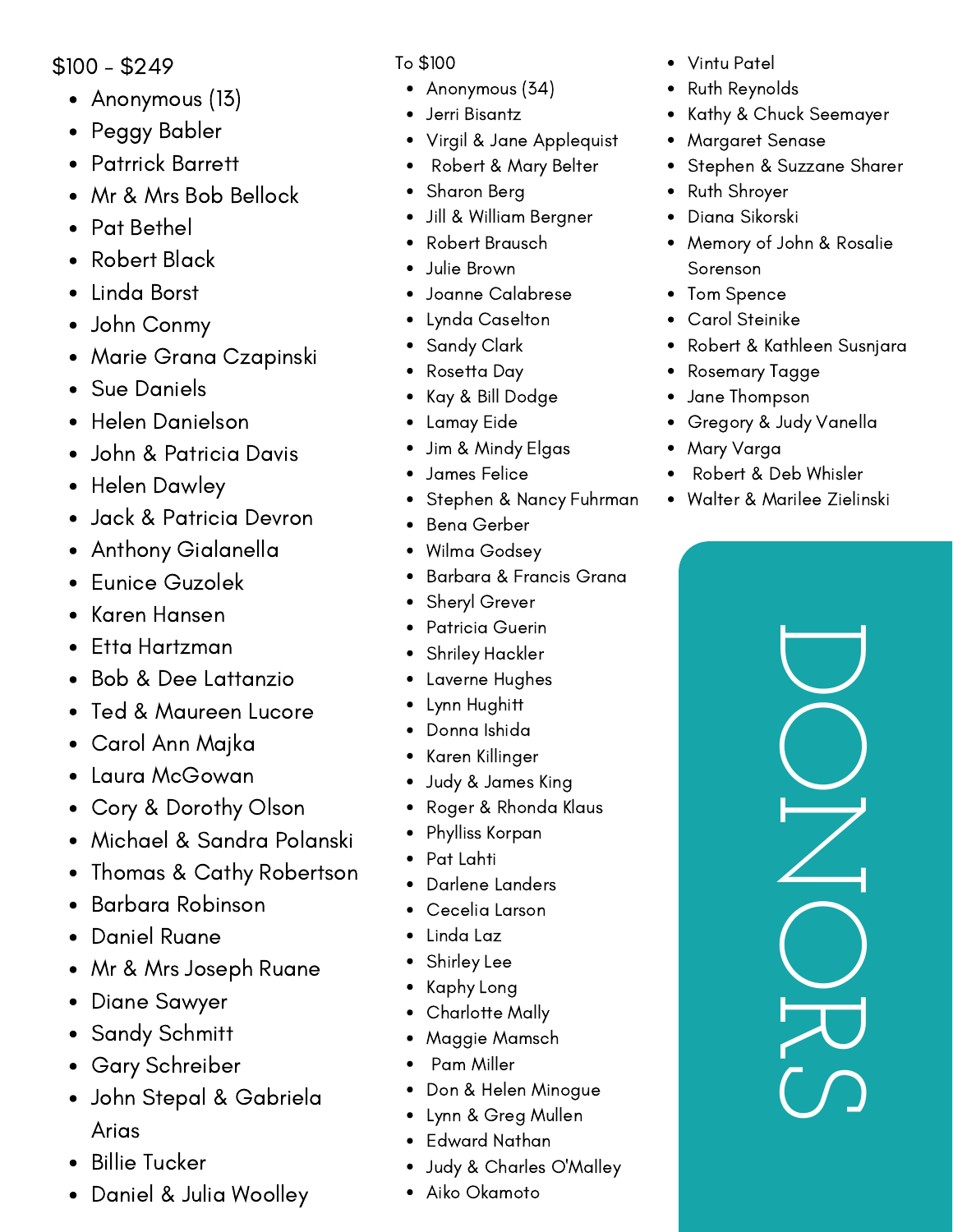# DONORS

## $100 - $249

- Anonymous (13)
- Peggy Babler
- Patrick Barrett
- Mr & Mrs Bob Bellock
- Pat Bethel
- Robert Black
- Linda Borst
- John Conmy
- Marie Grana Czapinski
- Sue Daniels
- Helen Danielson
- John & Patricia Davis
- Helen Dawley
- Jack & Patricia Devron
- Anthony Gialanella
- Eunice Guzolek
- Karen Hansen
- Etta Hartzman
- Bob & Dee Lattanzio
- Ted & Maureen Lucore
- Carol Ann Majka
- Laura McGowan
- Cory & Dorothy Olson
- Michael & Sandra Polanski
- Thomas & Cathy Robertson
- Barbara Robinson
- Daniel Ruane
- Mr & Mrs Joseph Ruane
- Diane Sawyer
- Sandy Schmitt
- Gary Schreiber
- John Stepal & Gabriela Arias
- Billie Tucker
- Daniel & Julia Woolley

## To $100

- Anonymous (34)
- Jerri Bisantz
- Virgil & Jane Applequist
- Robert & Mary Belter
- Sharon Berg
- Jill & William Bergner
- Robert Brausch
- Julie Brown
- Joanne Calabrese
- Lynda Caselton
- Sandy Clark
- Rosetta Day
- Kay & Bill Dodge
- Lamay Eide
- Jim & Mindy Elgas
- James Felice
- Stephen & Nancy Fuhrman
- Bena Gerber
- Wilma Godsey
- Barbara & Francis Grana
- Sheryl Grever
- Patricia Guerin
- Shriley Hackler
- Laverne Hughes
- Lynn Hughitt
- Donna Ishida
- Karen Killinger
- Judy & James King
- Roger & Rhonda Klaus
- Phylliss Korpan
- Pat Lahti
- Darlene Landers
- Cecelia Larson
- Linda Laz
- Shirley Lee
- Kaphy Long
- Charlotte Mally
- Maggie Mamsch
- Pam Miller
- Don & Helen Minogue
- Lynn & Greg Mullen
- Edward Nathan
- Judy & Charles O'Malley
- Aiko Okamoto
- Vintu Patel
- Ruth Reynolds
- Kathy & Chuck Seemayer
- Margaret Senase
- Stephen & Suzzane Sharer
- Ruth Shroyer
- Diana Sikorski
- Memory of John & Rosalie Sorenson
- Tom Spence
- Carol Steinike
- Robert & Kathleen Susnjara
- Rosemary Tagge
- Jane Thompson
- Gregory & Judy Vanella
- Mary Varga
- Robert & Deb Whisler
- Walter & Marilee Zielinski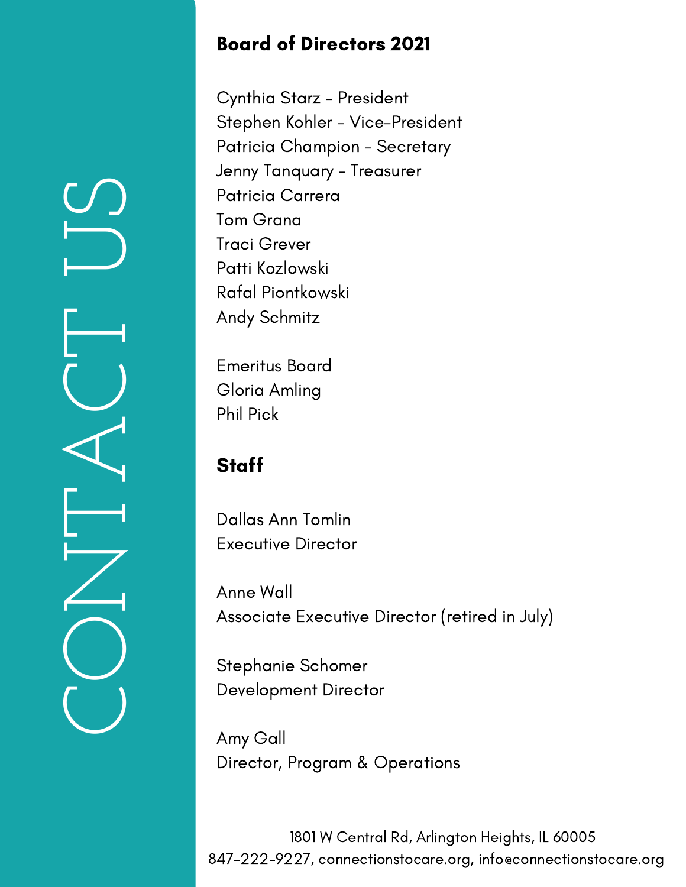# CONTACT US

## Board of Directors 2021

Cynthia Starz - President
Stephen Kohler - Vice-President
Patricia Champion - Secretary
Jenny Tanquary - Treasurer
Patricia Carrera
Tom Grana
Traci Grever
Patti Kozlowski
Rafal Piontkowski
Andy Schmitz

Emeritus Board
Gloria Amling
Phil Pick

## Staff

Dallas Ann Tomlin
Executive Director

Anne Wall
Associate Executive Director (retired in July)

Stephanie Schomer
Development Director

Amy Gall
Director, Program & Operations

1801 W Central Rd, Arlington Heights, IL 60005
847-222-9227, connectionstocare.org, info@connectionstocare.org